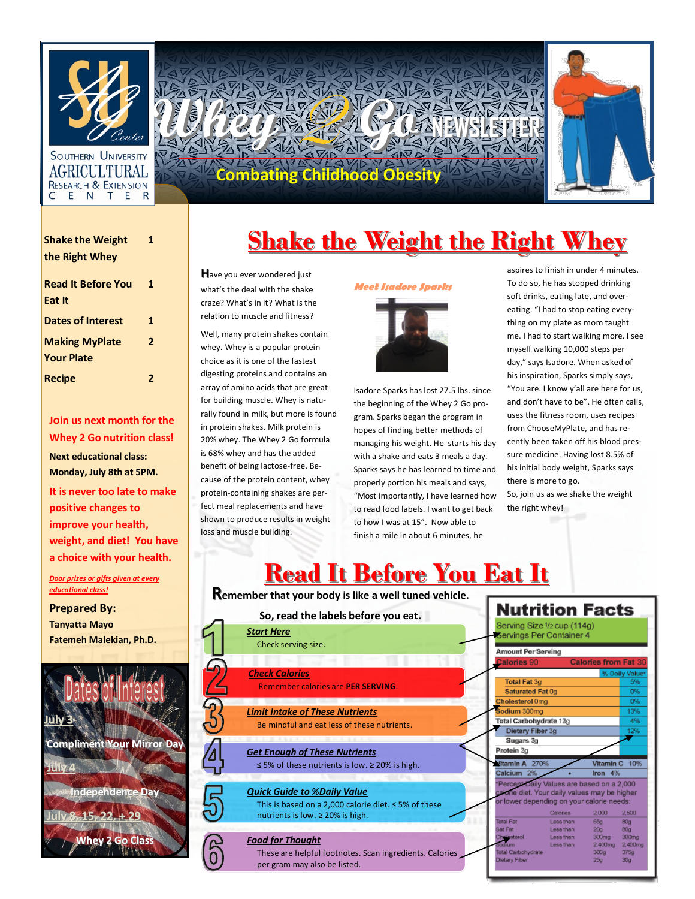# Whey 2 Go NEWSLETTER

Southern University Agricultural Research & Extension Center

**Combating Childhood Obesity**

| | |
|---|---|
| **Shake the Weight the Right Whey** | **1** |
| **Read It Before You Eat It** | **1** |
| **Dates of Interest** | **1** |
| **Making MyPlate Your Plate** | **2** |
| **Recipe** | **2** |

**Join us next month for the Whey 2 Go nutrition class!**

**Next educational class: Monday, July 8th at 5PM.**

**It is never too late to make positive changes to improve your health, weight, and diet! You have a choice with your health.**

***Door prizes or gifts given at every educational class!***

**Prepared By:**
**Tanyatta Mayo**
**Fatemeh Malekian, Ph.D.**

## Dates of Interest

**July 3**
Compliment Your Mirror Day

**July 4**
Independence Day

**July 8, 15, 22, + 29**
Whey 2 Go Class

# Shake the Weight the Right Whey

Have you ever wondered just what's the deal with the shake craze? What's in it? What is the relation to muscle and fitness?

Well, many protein shakes contain whey. Whey is a popular protein choice as it is one of the fastest digesting proteins and contains an array of amino acids that are great for building muscle. Whey is naturally found in milk, but more is found in protein shakes. Milk protein is 20% whey. The Whey 2 Go formula is 68% whey and has the added benefit of being lactose-free. Because of the protein content, whey protein-containing shakes are perfect meal replacements and have shown to produce results in weight loss and muscle building.

***Meet Isadore Sparks***

Isadore Sparks has lost 27.5 lbs. since the beginning of the Whey 2 Go program. Sparks began the program in hopes of finding better methods of managing his weight. He starts his day with a shake and eats 3 meals a day. Sparks says he has learned to time and properly portion his meals and says, "Most importantly, I have learned how to read food labels. I want to get back to how I was at 15". Now able to finish a mile in about 6 minutes, he aspires to finish in under 4 minutes. To do so, he has stopped drinking soft drinks, eating late, and overeating. "I had to stop eating everything on my plate as mom taught me. I had to start walking more. I see myself walking 10,000 steps per day," says Isadore. When asked of his inspiration, Sparks simply says, "You are. I know y'all are here for us, and don't have to be". He often calls, uses the fitness room, uses recipes from ChooseMyPlate, and has recently been taken off his blood pressure medicine. Having lost 8.5% of his initial body weight, Sparks says there is more to go.

So, join us as we shake the weight the right whey!

# Read It Before You Eat It

**Remember that your body is like a well tuned vehicle.**

**So, read the labels before you eat.**

1. ***Start Here*** — Check serving size.
2. ***Check Calories*** — Remember calories are **PER SERVING**.
3. ***Limit Intake of These Nutrients*** — Be mindful and eat less of these nutrients.
4. ***Get Enough of These Nutrients*** — ≤ 5% of these nutrients is low. ≥ 20% is high.
5. ***Quick Guide to %Daily Value*** — This is based on a 2,000 calorie diet. ≤ 5% of these nutrients is low. ≥ 20% is high.
6. ***Food for Thought*** — These are helpful footnotes. Scan ingredients. Calories per gram may also be listed.

**Nutrition Facts**
Serving Size 1/2 cup (114g)
Servings Per Container 4

| Amount Per Serving | |
|---|---|
| Calories 90 | Calories from Fat 30 |
| | % Daily Value* |
| Total Fat 3g | 5% |
| Saturated Fat 0g | 0% |
| Cholesterol 0mg | 0% |
| Sodium 300mg | 13% |
| Total Carbohydrate 13g | 4% |
| Dietary Fiber 3g | 12% |
| Sugars 3g | |
| Protein 3g | |
| Vitamin A 270% | Vitamin C 10% |
| Calcium 2% | Iron 4% |

*Percent Daily Values are based on a 2,000 calorie diet. Your daily values may be higher or lower depending on your calorie needs:

| | Calories | 2,000 | 2,500 |
|---|---|---|---|
| Total Fat | Less than | 65g | 80g |
| Sat Fat | Less than | 20g | 80g |
| Cholesterol | Less than | 300mg | 300mg |
| Sodium | Less than | 2,400mg | 2,400mg |
| Total Carbohydrate | | 300g | 375g |
| Dietary Fiber | | 25g | 30g |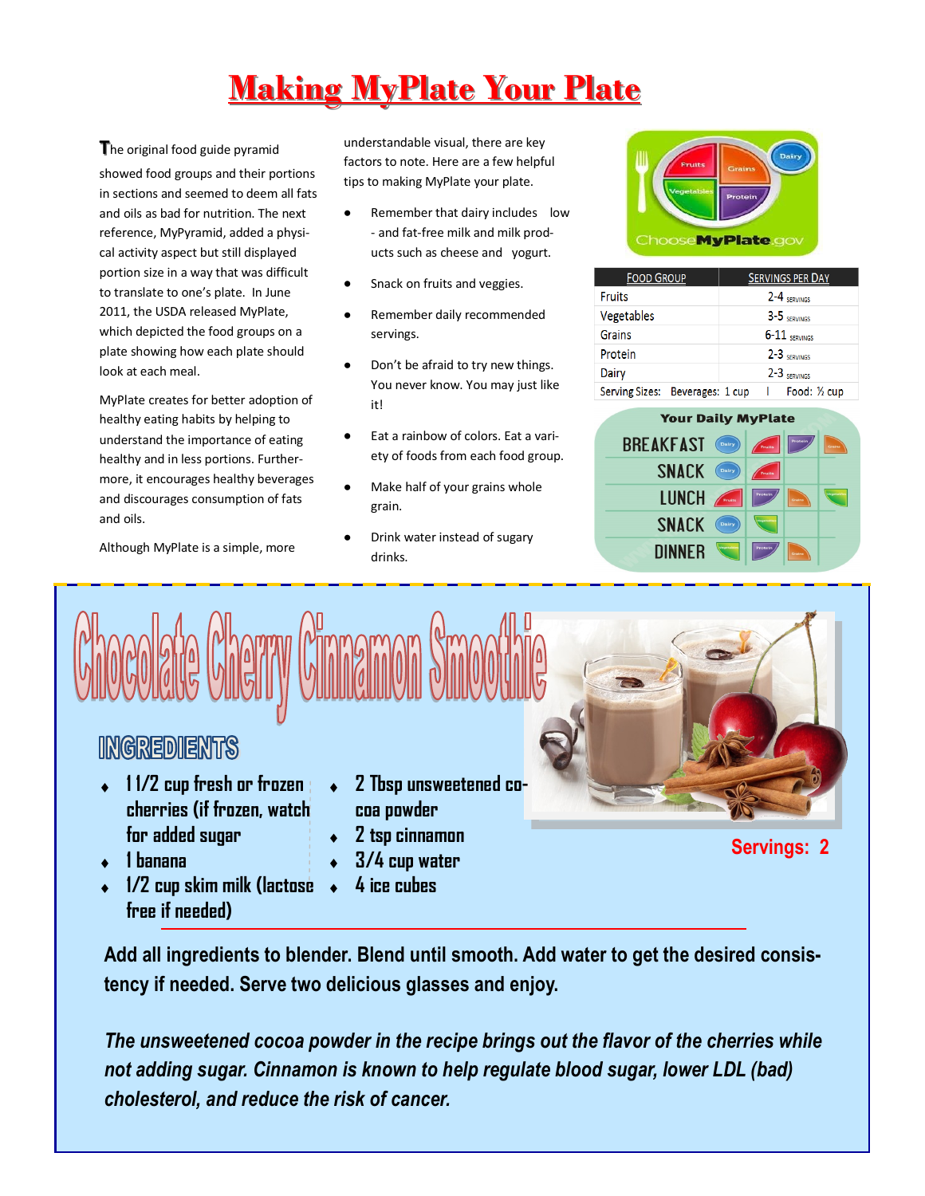# Making MyPlate Your Plate

The original food guide pyramid showed food groups and their portions in sections and seemed to deem all fats and oils as bad for nutrition. The next reference, MyPyramid, added a physical activity aspect but still displayed portion size in a way that was difficult to translate to one's plate. In June 2011, the USDA released MyPlate, which depicted the food groups on a plate showing how each plate should look at each meal.

MyPlate creates for better adoption of healthy eating habits by helping to understand the importance of eating healthy and in less portions. Furthermore, it encourages healthy beverages and discourages consumption of fats and oils.

Although MyPlate is a simple, more understandable visual, there are key factors to note. Here are a few helpful tips to making MyPlate your plate.

- Remember that dairy includes low - and fat-free milk and milk products such as cheese and yogurt.
- Snack on fruits and veggies.
- Remember daily recommended servings.
- Don't be afraid to try new things. You never know. You may just like it!
- Eat a rainbow of colors. Eat a variety of foods from each food group.
- Make half of your grains whole grain.
- Drink water instead of sugary drinks.

| Food Group | Servings per Day |
|---|---|
| Fruits | 2-4 servings |
| Vegetables | 3-5 servings |
| Grains | 6-11 servings |
| Protein | 2-3 servings |
| Dairy | 2-3 servings |

Serving Sizes: Beverages: 1 cup | Food: ½ cup

Your Daily MyPlate

- BREAKFAST: Dairy, Fruits, Protein, Grains
- SNACK: Dairy, Fruits
- LUNCH: Fruits, Protein, Grains, Vegetables
- SNACK: Dairy, Vegetables
- DINNER: Vegetables, Protein, Grains

# Chocolate Cherry Cinnamon Smoothie

## INGREDIENTS

- 1 1/2 cup fresh or frozen cherries (if frozen, watch for added sugar)
- 1 banana
- 1/2 cup skim milk (lactose free if needed)
- 2 Tbsp unsweetened cocoa powder
- 2 tsp cinnamon
- 3/4 cup water
- 4 ice cubes

**Servings: 2**

**Add all ingredients to blender. Blend until smooth. Add water to get the desired consistency if needed. Serve two delicious glasses and enjoy.**

***The unsweetened cocoa powder in the recipe brings out the flavor of the cherries while not adding sugar. Cinnamon is known to help regulate blood sugar, lower LDL (bad) cholesterol, and reduce the risk of cancer.***